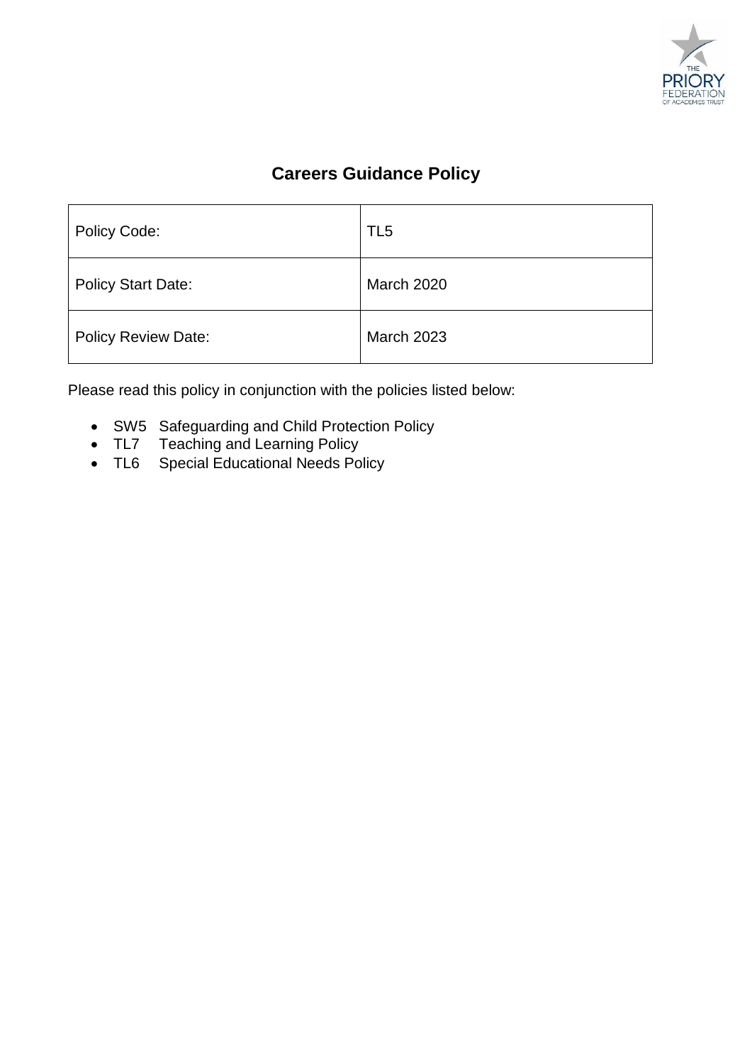# Careers Guidance Policy

| Policy Code: | TL5 |
|---|---|
| Policy Start Date: | March 2020 |
| Policy Review Date: | March 2023 |

Please read this policy in conjunction with the policies listed below:

- SW5 Safeguarding and Child Protection Policy
- TL7 Teaching and Learning Policy
- TL6 Special Educational Needs Policy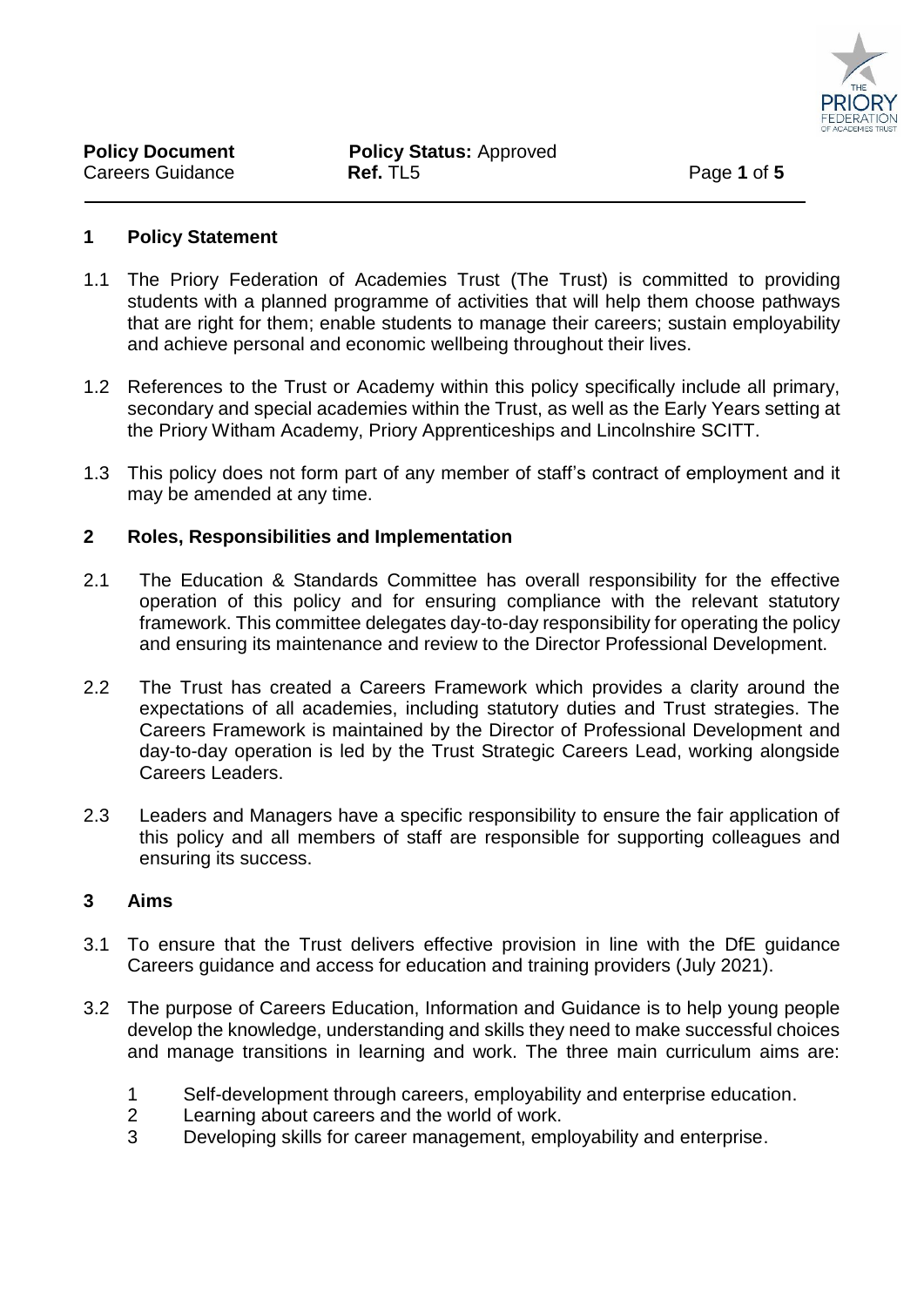## 1 Policy Statement

1.1 The Priory Federation of Academies Trust (The Trust) is committed to providing students with a planned programme of activities that will help them choose pathways that are right for them; enable students to manage their careers; sustain employability and achieve personal and economic wellbeing throughout their lives.

1.2 References to the Trust or Academy within this policy specifically include all primary, secondary and special academies within the Trust, as well as the Early Years setting at the Priory Witham Academy, Priory Apprenticeships and Lincolnshire SCITT.

1.3 This policy does not form part of any member of staff's contract of employment and it may be amended at any time.

## 2 Roles, Responsibilities and Implementation

2.1 The Education & Standards Committee has overall responsibility for the effective operation of this policy and for ensuring compliance with the relevant statutory framework. This committee delegates day-to-day responsibility for operating the policy and ensuring its maintenance and review to the Director Professional Development.

2.2 The Trust has created a Careers Framework which provides a clarity around the expectations of all academies, including statutory duties and Trust strategies. The Careers Framework is maintained by the Director of Professional Development and day-to-day operation is led by the Trust Strategic Careers Lead, working alongside Careers Leaders.

2.3 Leaders and Managers have a specific responsibility to ensure the fair application of this policy and all members of staff are responsible for supporting colleagues and ensuring its success.

## 3 Aims

3.1 To ensure that the Trust delivers effective provision in line with the DfE guidance Careers guidance and access for education and training providers (July 2021).

3.2 The purpose of Careers Education, Information and Guidance is to help young people develop the knowledge, understanding and skills they need to make successful choices and manage transitions in learning and work. The three main curriculum aims are:

1. Self-development through careers, employability and enterprise education.
2. Learning about careers and the world of work.
3. Developing skills for career management, employability and enterprise.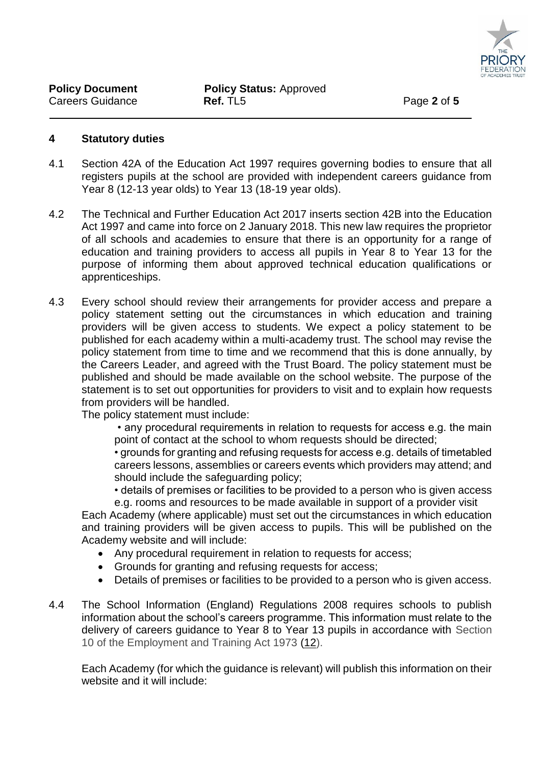## 4 Statutory duties

4.1 Section 42A of the Education Act 1997 requires governing bodies to ensure that all registers pupils at the school are provided with independent careers guidance from Year 8 (12-13 year olds) to Year 13 (18-19 year olds).

4.2 The Technical and Further Education Act 2017 inserts section 42B into the Education Act 1997 and came into force on 2 January 2018. This new law requires the proprietor of all schools and academies to ensure that there is an opportunity for a range of education and training providers to access all pupils in Year 8 to Year 13 for the purpose of informing them about approved technical education qualifications or apprenticeships.

4.3 Every school should review their arrangements for provider access and prepare a policy statement setting out the circumstances in which education and training providers will be given access to students. We expect a policy statement to be published for each academy within a multi-academy trust. The school may revise the policy statement from time to time and we recommend that this is done annually, by the Careers Leader, and agreed with the Trust Board. The policy statement must be published and should be made available on the school website. The purpose of the statement is to set out opportunities for providers to visit and to explain how requests from providers will be handled.

The policy statement must include:

• any procedural requirements in relation to requests for access e.g. the main point of contact at the school to whom requests should be directed;

• grounds for granting and refusing requests for access e.g. details of timetabled careers lessons, assemblies or careers events which providers may attend; and should include the safeguarding policy;

• details of premises or facilities to be provided to a person who is given access e.g. rooms and resources to be made available in support of a provider visit

Each Academy (where applicable) must set out the circumstances in which education and training providers will be given access to pupils. This will be published on the Academy website and will include:

- Any procedural requirement in relation to requests for access;
- Grounds for granting and refusing requests for access;
- Details of premises or facilities to be provided to a person who is given access.

4.4 The School Information (England) Regulations 2008 requires schools to publish information about the school's careers programme. This information must relate to the delivery of careers guidance to Year 8 to Year 13 pupils in accordance with Section 10 of the Employment and Training Act 1973 (12).

Each Academy (for which the guidance is relevant) will publish this information on their website and it will include: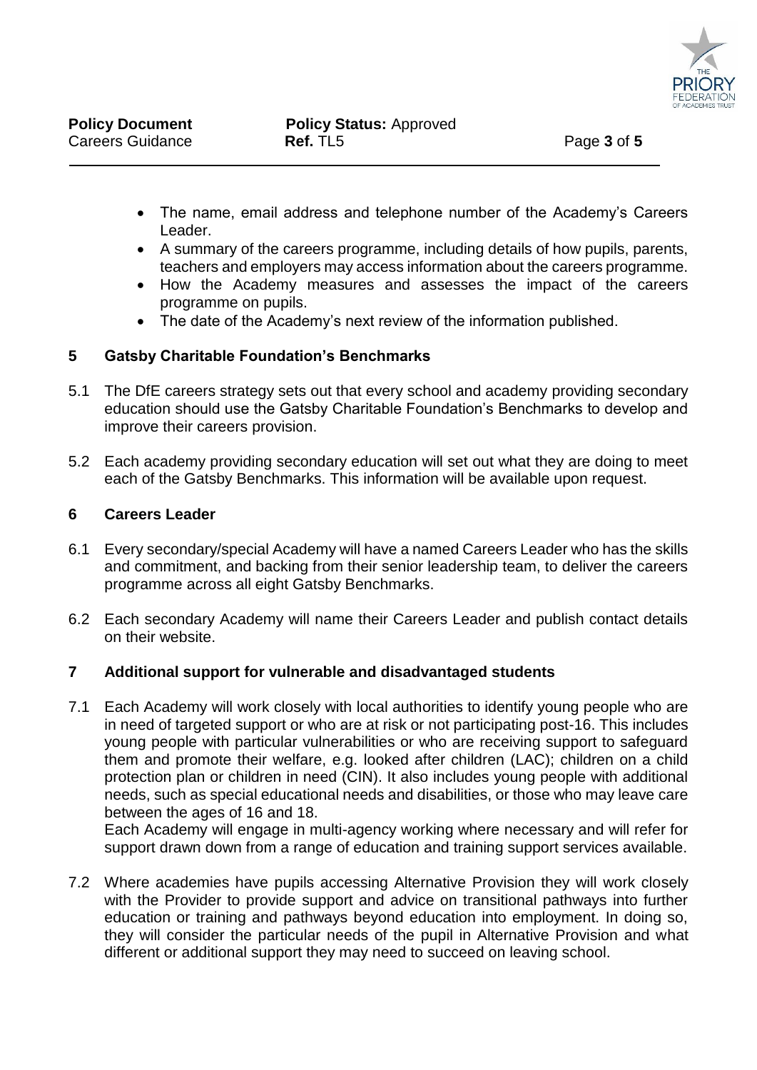- The name, email address and telephone number of the Academy's Careers Leader.
- A summary of the careers programme, including details of how pupils, parents, teachers and employers may access information about the careers programme.
- How the Academy measures and assesses the impact of the careers programme on pupils.
- The date of the Academy's next review of the information published.

## 5 Gatsby Charitable Foundation's Benchmarks

5.1 The DfE careers strategy sets out that every school and academy providing secondary education should use the Gatsby Charitable Foundation's Benchmarks to develop and improve their careers provision.

5.2 Each academy providing secondary education will set out what they are doing to meet each of the Gatsby Benchmarks. This information will be available upon request.

## 6 Careers Leader

6.1 Every secondary/special Academy will have a named Careers Leader who has the skills and commitment, and backing from their senior leadership team, to deliver the careers programme across all eight Gatsby Benchmarks.

6.2 Each secondary Academy will name their Careers Leader and publish contact details on their website.

## 7 Additional support for vulnerable and disadvantaged students

7.1 Each Academy will work closely with local authorities to identify young people who are in need of targeted support or who are at risk or not participating post-16. This includes young people with particular vulnerabilities or who are receiving support to safeguard them and promote their welfare, e.g. looked after children (LAC); children on a child protection plan or children in need (CIN). It also includes young people with additional needs, such as special educational needs and disabilities, or those who may leave care between the ages of 16 and 18.
Each Academy will engage in multi-agency working where necessary and will refer for support drawn down from a range of education and training support services available.

7.2 Where academies have pupils accessing Alternative Provision they will work closely with the Provider to provide support and advice on transitional pathways into further education or training and pathways beyond education into employment. In doing so, they will consider the particular needs of the pupil in Alternative Provision and what different or additional support they may need to succeed on leaving school.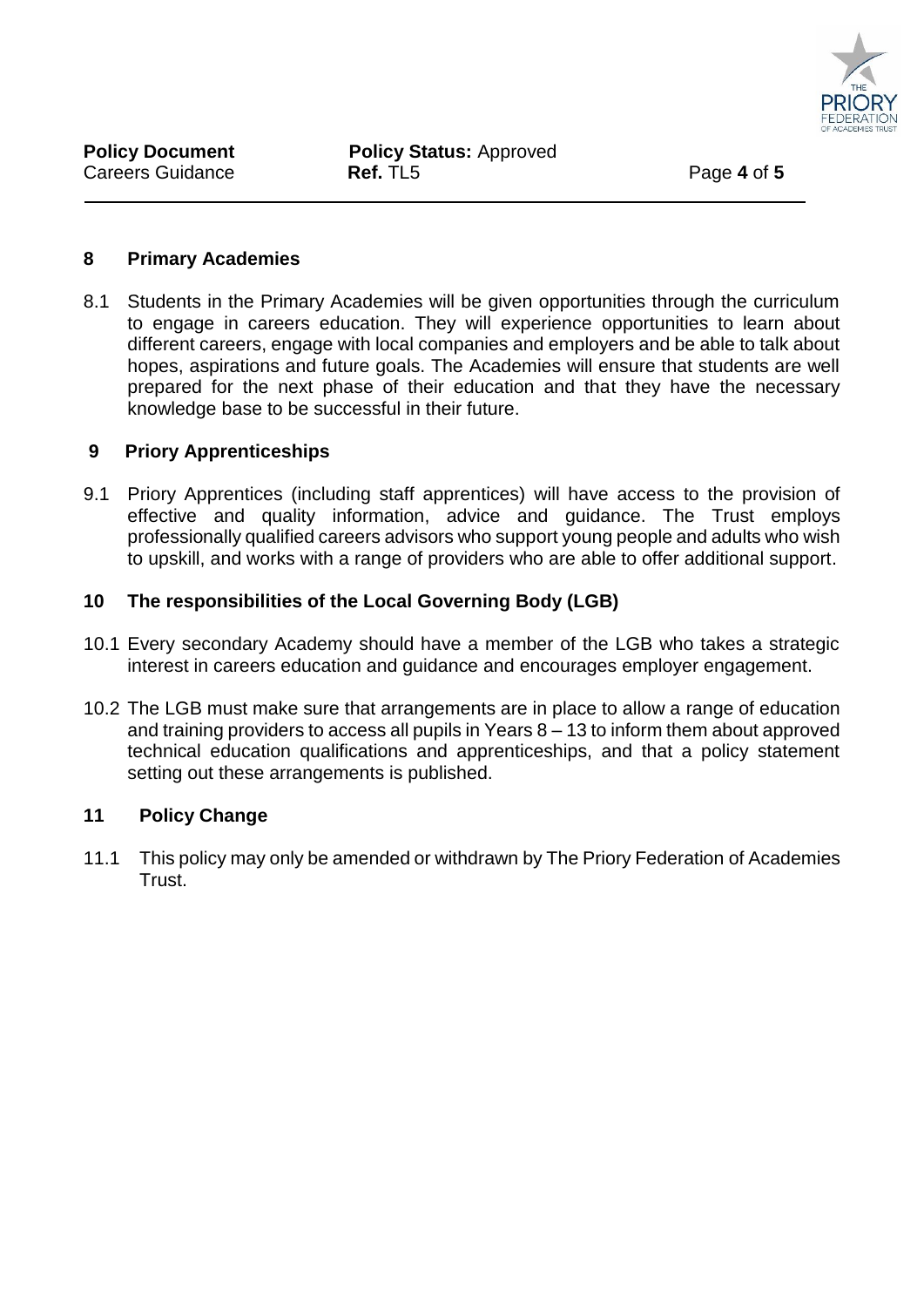## 8 Primary Academies

8.1 Students in the Primary Academies will be given opportunities through the curriculum to engage in careers education. They will experience opportunities to learn about different careers, engage with local companies and employers and be able to talk about hopes, aspirations and future goals. The Academies will ensure that students are well prepared for the next phase of their education and that they have the necessary knowledge base to be successful in their future.

## 9 Priory Apprenticeships

9.1 Priory Apprentices (including staff apprentices) will have access to the provision of effective and quality information, advice and guidance. The Trust employs professionally qualified careers advisors who support young people and adults who wish to upskill, and works with a range of providers who are able to offer additional support.

## 10 The responsibilities of the Local Governing Body (LGB)

10.1 Every secondary Academy should have a member of the LGB who takes a strategic interest in careers education and guidance and encourages employer engagement.

10.2 The LGB must make sure that arrangements are in place to allow a range of education and training providers to access all pupils in Years 8 – 13 to inform them about approved technical education qualifications and apprenticeships, and that a policy statement setting out these arrangements is published.

## 11 Policy Change

11.1 This policy may only be amended or withdrawn by The Priory Federation of Academies Trust.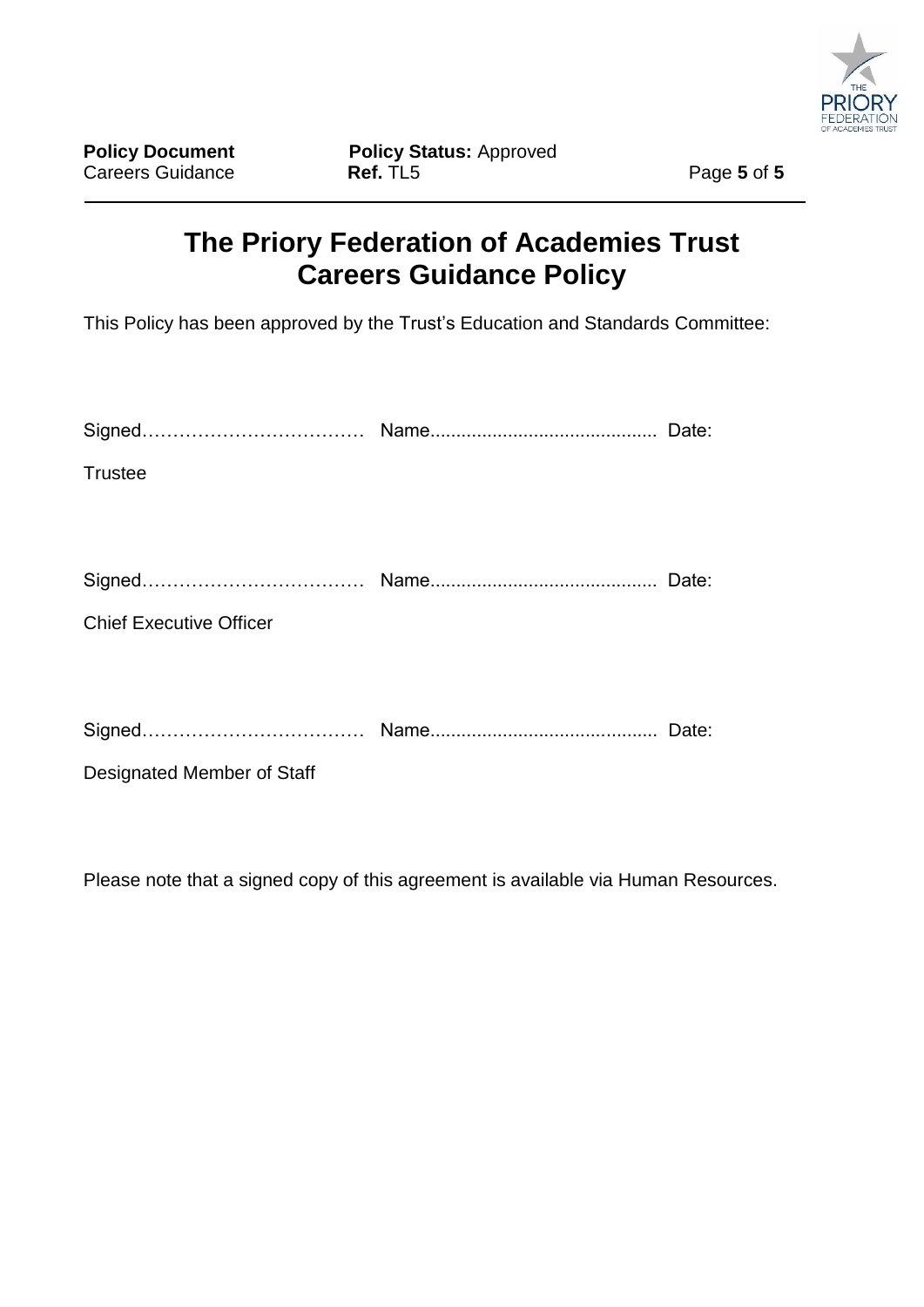# The Priory Federation of Academies Trust
# Careers Guidance Policy

This Policy has been approved by the Trust's Education and Standards Committee:

Signed……………………………… Name........................................... Date:

Trustee

Signed……………………………… Name........................................... Date:

Chief Executive Officer

Signed……………………………… Name........................................... Date:

Designated Member of Staff

Please note that a signed copy of this agreement is available via Human Resources.